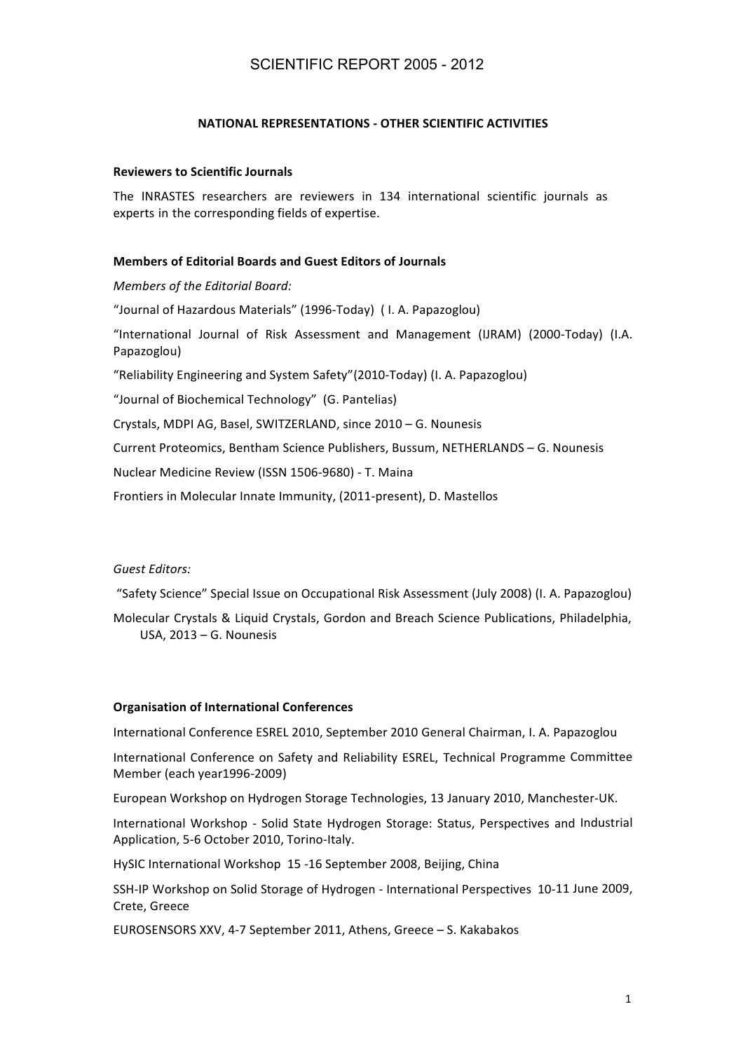# SCIENTIFIC REPORT 2005 - 2012

## NATIONAL REPRESENTATIONS - OTHER SCIENTIFIC ACTIVITIES

### Reviewers to Scientific Journals

The INRASTES researchers are reviewers in 134 international scientific journals as experts in the corresponding fields of expertise.

### Members of Editorial Boards and Guest Editors of Journals

*Members of the Editorial Board:*

"Journal of Hazardous Materials" (1996-Today) ( I. A. Papazoglou)

"International Journal of Risk Assessment and Management (IJRAM) (2000-Today) (I.A. Papazoglou)

"Reliability Engineering and System Safety"(2010-Today) (I. A. Papazoglou)

"Journal of Biochemical Technology" (G. Pantelias)

Crystals, MDPI AG, Basel, SWITZERLAND, since 2010 – G. Nounesis

Current Proteomics, Bentham Science Publishers, Bussum, NETHERLANDS – G. Nounesis

Nuclear Medicine Review (ISSN 1506-9680) - T. Maina

Frontiers in Molecular Innate Immunity, (2011-present), D. Mastellos

*Guest Editors:*

"Safety Science" Special Issue on Occupational Risk Assessment (July 2008) (I. A. Papazoglou)

Molecular Crystals & Liquid Crystals, Gordon and Breach Science Publications, Philadelphia, USA, 2013 – G. Nounesis

### Organisation of International Conferences

International Conference ESREL 2010, September 2010 General Chairman, I. A. Papazoglou

International Conference on Safety and Reliability ESREL, Technical Programme Committee Member (each year1996-2009)

European Workshop on Hydrogen Storage Technologies, 13 January 2010, Manchester-UK.

International Workshop - Solid State Hydrogen Storage: Status, Perspectives and Industrial Application, 5-6 October 2010, Torino-Italy.

HySIC International Workshop 15 -16 September 2008, Beijing, China

SSH-IP Workshop on Solid Storage of Hydrogen - International Perspectives 10-11 June 2009, Crete, Greece

EUROSENSORS XXV, 4-7 September 2011, Athens, Greece – S. Kakabakos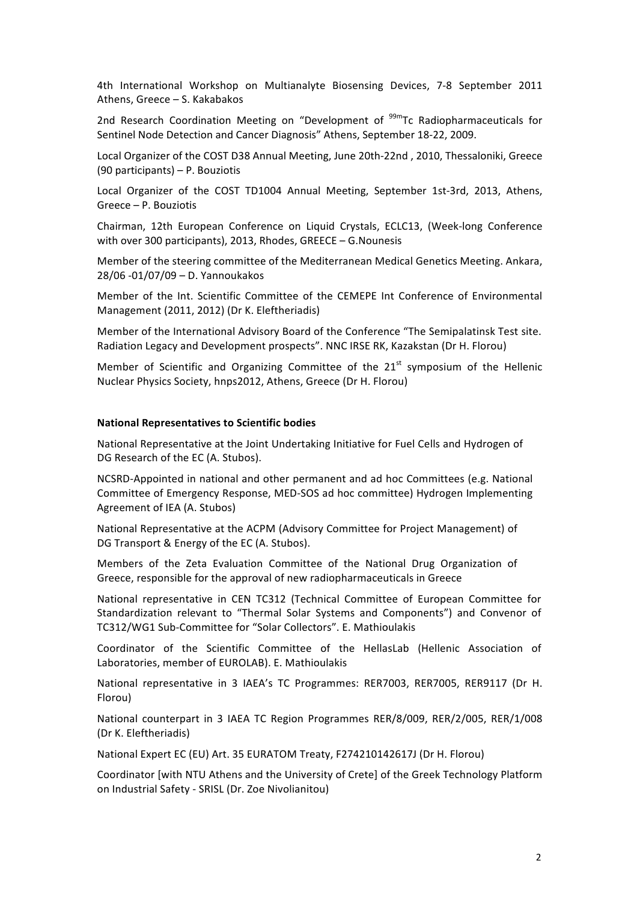4th International Workshop on Multianalyte Biosensing Devices, 7-8 September 2011 Athens, Greece – S. Kakabakos

2nd Research Coordination Meeting on "Development of $^{99m}$Tc Radiopharmaceuticals for Sentinel Node Detection and Cancer Diagnosis" Athens, September 18-22, 2009.

Local Organizer of the COST D38 Annual Meeting, June 20th-22nd , 2010, Thessaloniki, Greece (90 participants) – P. Bouziotis

Local Organizer of the COST TD1004 Annual Meeting, September 1st-3rd, 2013, Athens, Greece – P. Bouziotis

Chairman, 12th European Conference on Liquid Crystals, ECLC13, (Week-long Conference with over 300 participants), 2013, Rhodes, GREECE – G.Nounesis

Member of the steering committee of the Mediterranean Medical Genetics Meeting. Ankara, 28/06 -01/07/09 – D. Yannoukakos

Member of the Int. Scientific Committee of the CEMEPE Int Conference of Environmental Management (2011, 2012) (Dr K. Eleftheriadis)

Member of the International Advisory Board of the Conference "The Semipalatinsk Test site. Radiation Legacy and Development prospects". NNC IRSE RK, Kazakstan (Dr H. Florou)

Member of Scientific and Organizing Committee of the 21st symposium of the Hellenic Nuclear Physics Society, hnps2012, Athens, Greece (Dr H. Florou)

**National Representatives to Scientific bodies**

National Representative at the Joint Undertaking Initiative for Fuel Cells and Hydrogen of DG Research of the EC (A. Stubos).

NCSRD-Appointed in national and other permanent and ad hoc Committees (e.g. National Committee of Emergency Response, MED-SOS ad hoc committee) Hydrogen Implementing Agreement of IEA (A. Stubos)

National Representative at the ACPM (Advisory Committee for Project Management) of DG Transport & Energy of the EC (A. Stubos).

Members of the Zeta Evaluation Committee of the National Drug Organization of Greece, responsible for the approval of new radiopharmaceuticals in Greece

National representative in CEN TC312 (Technical Committee of European Committee for Standardization relevant to "Thermal Solar Systems and Components") and Convenor of TC312/WG1 Sub-Committee for "Solar Collectors". E. Mathioulakis

Coordinator of the Scientific Committee of the HellasLab (Hellenic Association of Laboratories, member of EUROLAB). E. Mathioulakis

National representative in 3 IAEA's TC Programmes: RER7003, RER7005, RER9117 (Dr H. Florou)

National counterpart in 3 IAEA TC Region Programmes RER/8/009, RER/2/005, RER/1/008 (Dr K. Eleftheriadis)

National Expert EC (EU) Art. 35 EURATOM Treaty, F274210142617J (Dr H. Florou)

Coordinator [with NTU Athens and the University of Crete] of the Greek Technology Platform on Industrial Safety - SRISL (Dr. Zoe Nivolianitou)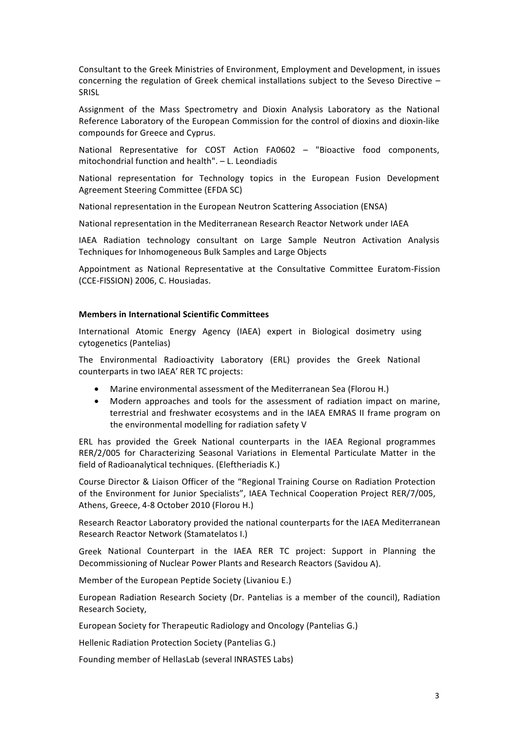Consultant to the Greek Ministries of Environment, Employment and Development, in issues concerning the regulation of Greek chemical installations subject to the Seveso Directive – SRISL

Assignment of the Mass Spectrometry and Dioxin Analysis Laboratory as the National Reference Laboratory of the European Commission for the control of dioxins and dioxin-like compounds for Greece and Cyprus.

National Representative for COST Action FA0602 – "Bioactive food components, mitochondrial function and health". – L. Leondiadis

National representation for Technology topics in the European Fusion Development Agreement Steering Committee (EFDA SC)

National representation in the European Neutron Scattering Association (ENSA)

National representation in the Mediterranean Research Reactor Network under IAEA

IAEA Radiation technology consultant on Large Sample Neutron Activation Analysis Techniques for Inhomogeneous Bulk Samples and Large Objects

Appointment as National Representative at the Consultative Committee Euratom-Fission (CCE-FISSION) 2006, C. Housiadas.

**Members in International Scientific Committees**

International Atomic Energy Agency (IAEA) expert in Biological dosimetry using cytogenetics (Pantelias)

The Environmental Radioactivity Laboratory (ERL) provides the Greek National counterparts in two IAEA' RER TC projects:

- Marine environmental assessment of the Mediterranean Sea (Florou H.)
- Modern approaches and tools for the assessment of radiation impact on marine, terrestrial and freshwater ecosystems and in the IAEA EMRAS II frame program on the environmental modelling for radiation safety V

ERL has provided the Greek National counterparts in the IAEA Regional programmes RER/2/005 for Characterizing Seasonal Variations in Elemental Particulate Matter in the field of Radioanalytical techniques. (Eleftheriadis K.)

Course Director & Liaison Officer of the "Regional Training Course on Radiation Protection of the Environment for Junior Specialists", IAEA Technical Cooperation Project RER/7/005, Athens, Greece, 4-8 October 2010 (Florou H.)

Research Reactor Laboratory provided the national counterparts for the IAEA Mediterranean Research Reactor Network (Stamatelatos I.)

Greek National Counterpart in the IAEA RER TC project: Support in Planning the Decommissioning of Nuclear Power Plants and Research Reactors (Savidou A).

Member of the European Peptide Society (Livaniou E.)

European Radiation Research Society (Dr. Pantelias is a member of the council), Radiation Research Society,

European Society for Therapeutic Radiology and Oncology (Pantelias G.)

Hellenic Radiation Protection Society (Pantelias G.)

Founding member of HellasLab (several INRASTES Labs)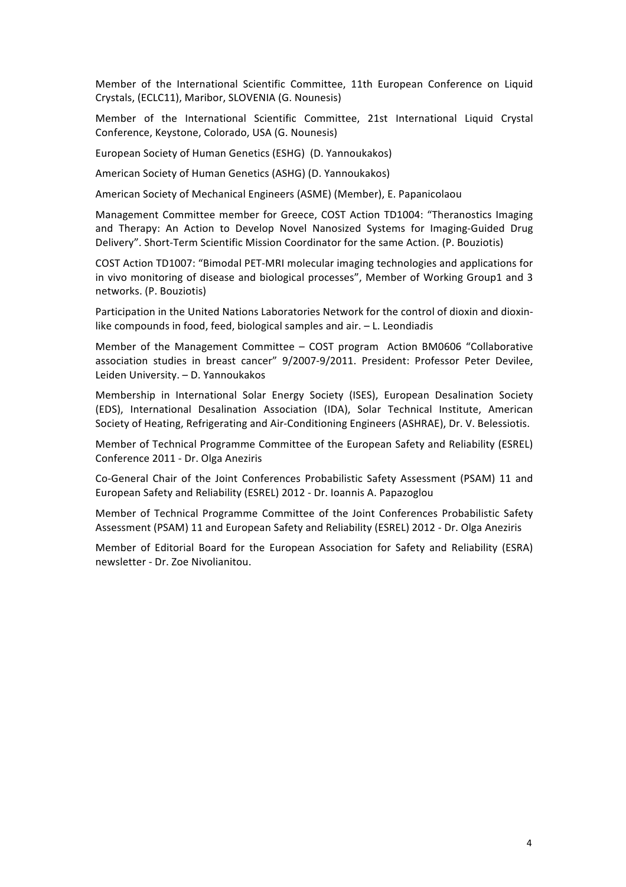Member of the International Scientific Committee, 11th European Conference on Liquid Crystals, (ECLC11), Maribor, SLOVENIA (G. Nounesis)

Member of the International Scientific Committee, 21st International Liquid Crystal Conference, Keystone, Colorado, USA (G. Nounesis)

European Society of Human Genetics (ESHG) (D. Yannoukakos)

American Society of Human Genetics (ASHG) (D. Yannoukakos)

American Society of Mechanical Engineers (ASME) (Member), E. Papanicolaou

Management Committee member for Greece, COST Action TD1004: "Theranostics Imaging and Therapy: An Action to Develop Novel Nanosized Systems for Imaging-Guided Drug Delivery". Short-Term Scientific Mission Coordinator for the same Action. (P. Bouziotis)

COST Action TD1007: "Bimodal PET-MRI molecular imaging technologies and applications for in vivo monitoring of disease and biological processes", Member of Working Group1 and 3 networks. (P. Bouziotis)

Participation in the United Nations Laboratories Network for the control of dioxin and dioxin-like compounds in food, feed, biological samples and air. – L. Leondiadis

Member of the Management Committee – COST program Action BM0606 "Collaborative association studies in breast cancer" 9/2007-9/2011. President: Professor Peter Devilee, Leiden University. – D. Yannoukakos

Membership in International Solar Energy Society (ISES), European Desalination Society (EDS), International Desalination Association (IDA), Solar Technical Institute, American Society of Heating, Refrigerating and Air-Conditioning Engineers (ASHRAE), Dr. V. Belessiotis.

Member of Technical Programme Committee of the European Safety and Reliability (ESREL) Conference 2011 - Dr. Olga Aneziris

Co-General Chair of the Joint Conferences Probabilistic Safety Assessment (PSAM) 11 and European Safety and Reliability (ESREL) 2012 - Dr. Ioannis A. Papazoglou

Member of Technical Programme Committee of the Joint Conferences Probabilistic Safety Assessment (PSAM) 11 and European Safety and Reliability (ESREL) 2012 - Dr. Olga Aneziris

Member of Editorial Board for the European Association for Safety and Reliability (ESRA) newsletter - Dr. Zoe Nivolianitou.